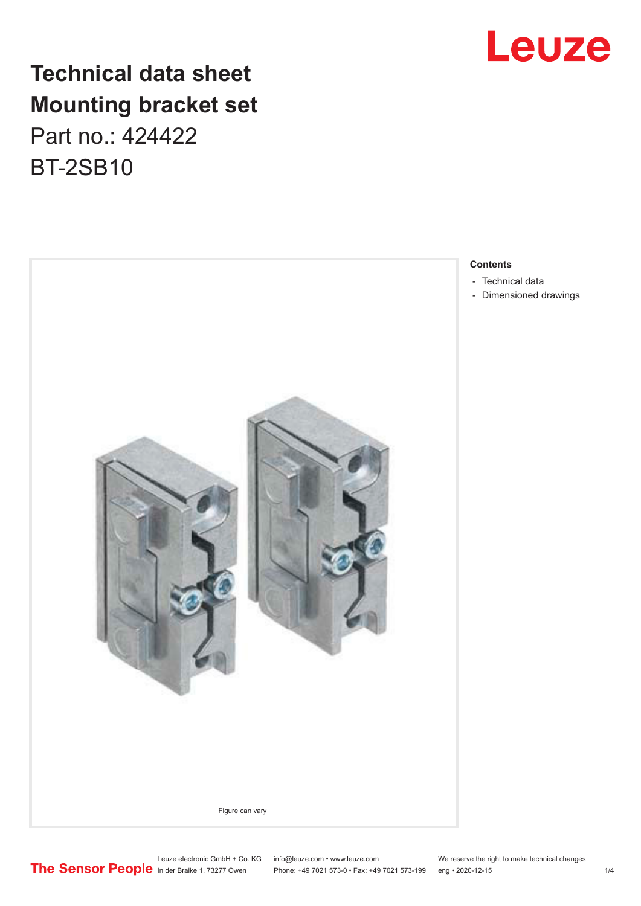# Technical data sheet
# Mounting bracket set

Part no.: 424422

BT-2SB10

Figure can vary

**Contents**

- Technical data
- Dimensioned drawings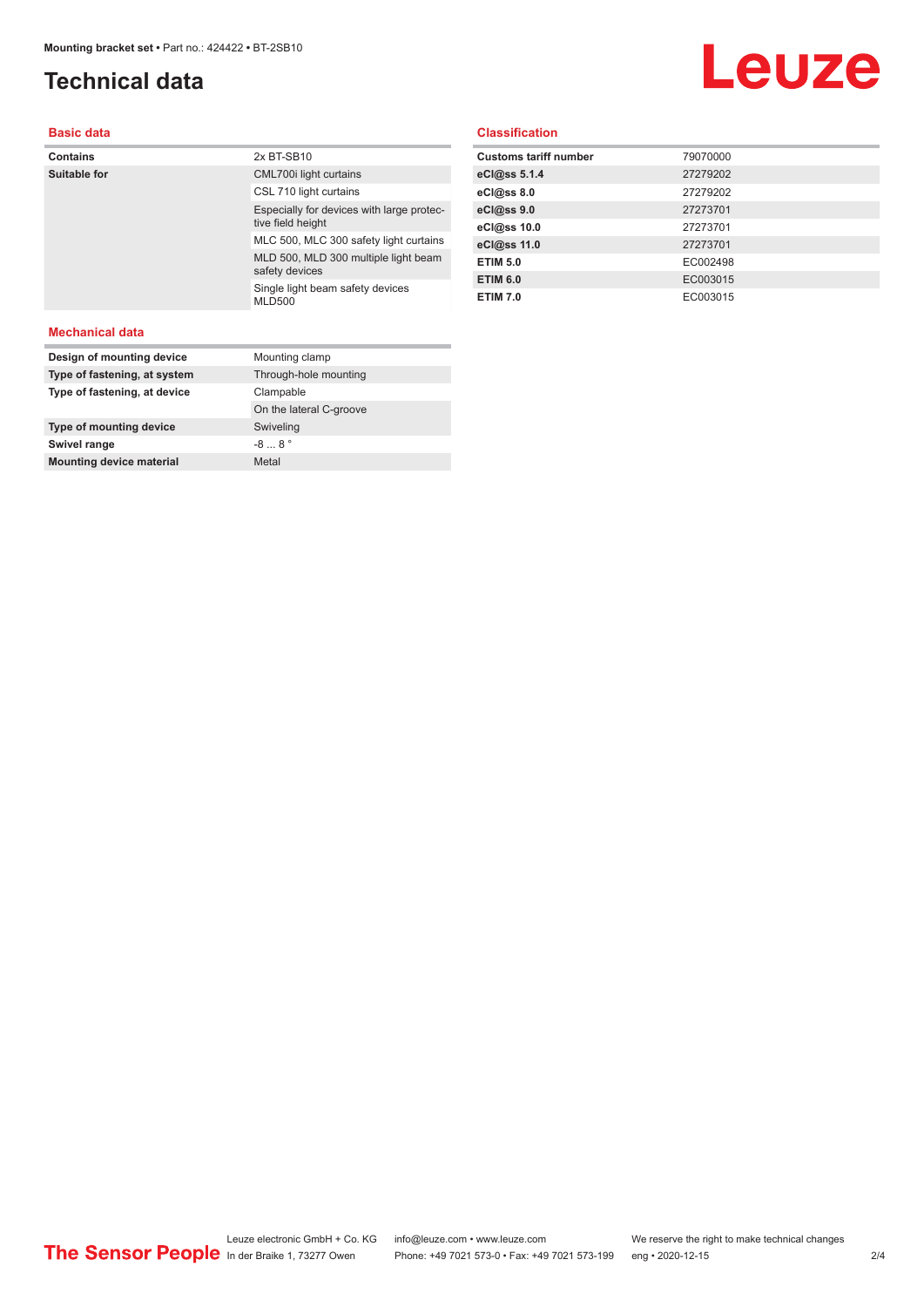# Technical data

## Basic data

| | |
|---|---|
| **Contains** | 2x BT-SB10 |
| **Suitable for** | CML700i light curtains |
| | CSL 710 light curtains |
| | Especially for devices with large protective field height |
| | MLC 500, MLC 300 safety light curtains |
| | MLD 500, MLD 300 multiple light beam safety devices |
| | Single light beam safety devices MLD500 |

## Mechanical data

| | |
|---|---|
| **Design of mounting device** | Mounting clamp |
| **Type of fastening, at system** | Through-hole mounting |
| **Type of fastening, at device** | Clampable |
| | On the lateral C-groove |
| **Type of mounting device** | Swiveling |
| **Swivel range** | -8 ... 8 ° |
| **Mounting device material** | Metal |

## Classification

| | |
|---|---|
| **Customs tariff number** | 79070000 |
| **eCl@ss 5.1.4** | 27279202 |
| **eCl@ss 8.0** | 27279202 |
| **eCl@ss 9.0** | 27273701 |
| **eCl@ss 10.0** | 27273701 |
| **eCl@ss 11.0** | 27273701 |
| **ETIM 5.0** | EC002498 |
| **ETIM 6.0** | EC003015 |
| **ETIM 7.0** | EC003015 |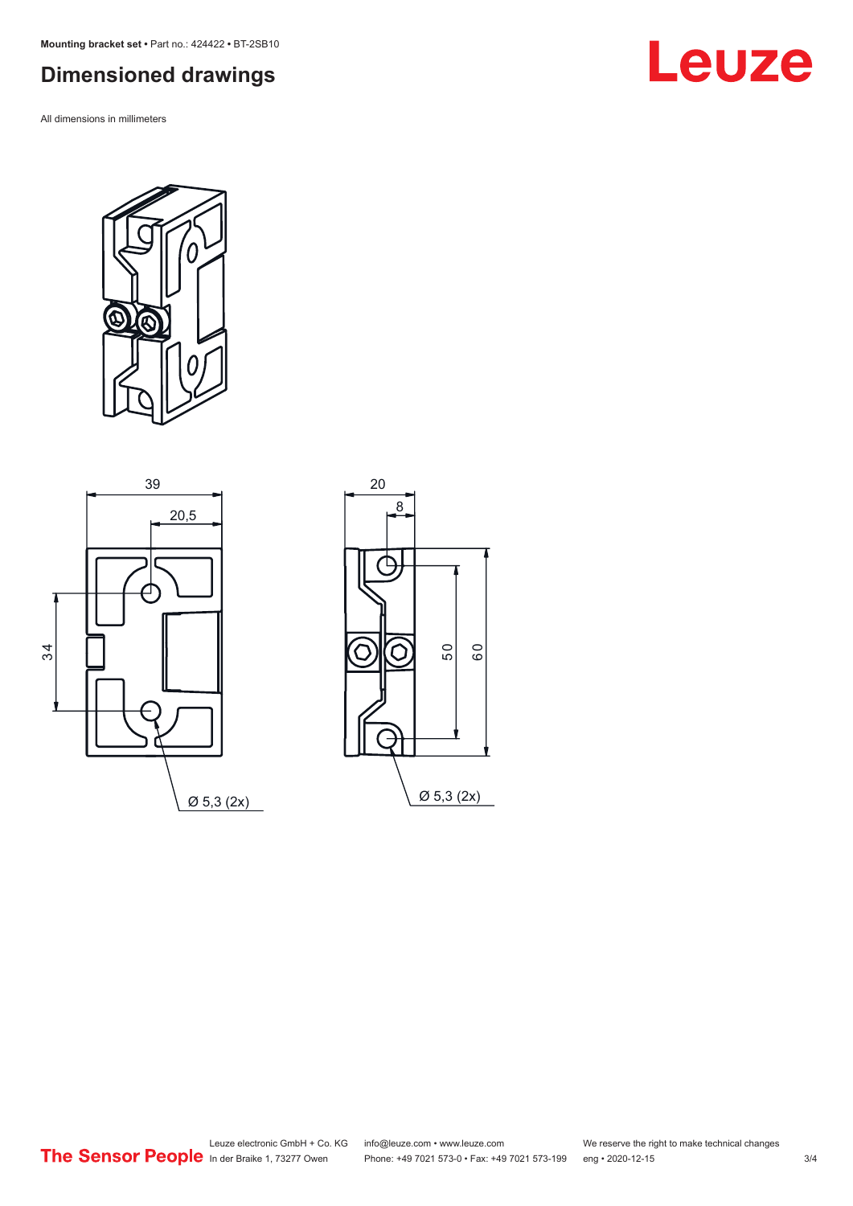## Dimensioned drawings

All dimensions in millimeters

39

20,5

34

Ø 5,3 (2x)

20

8

50

60

Ø 5,3 (2x)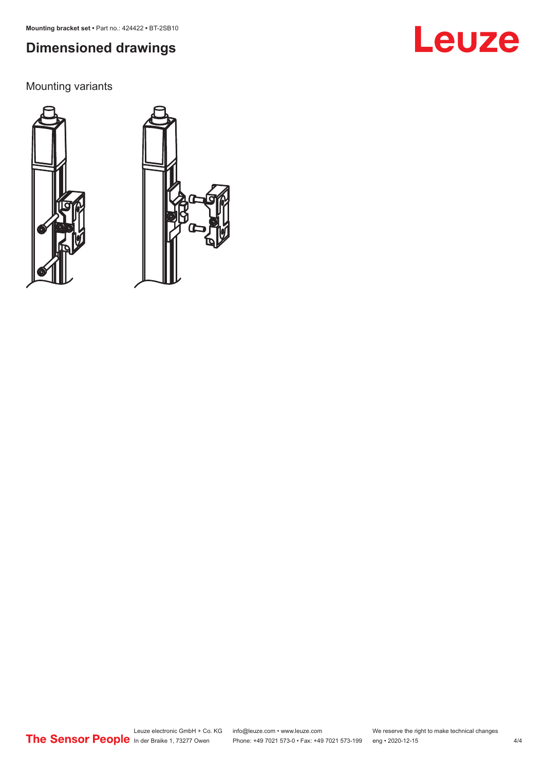## Dimensioned drawings

Mounting variants